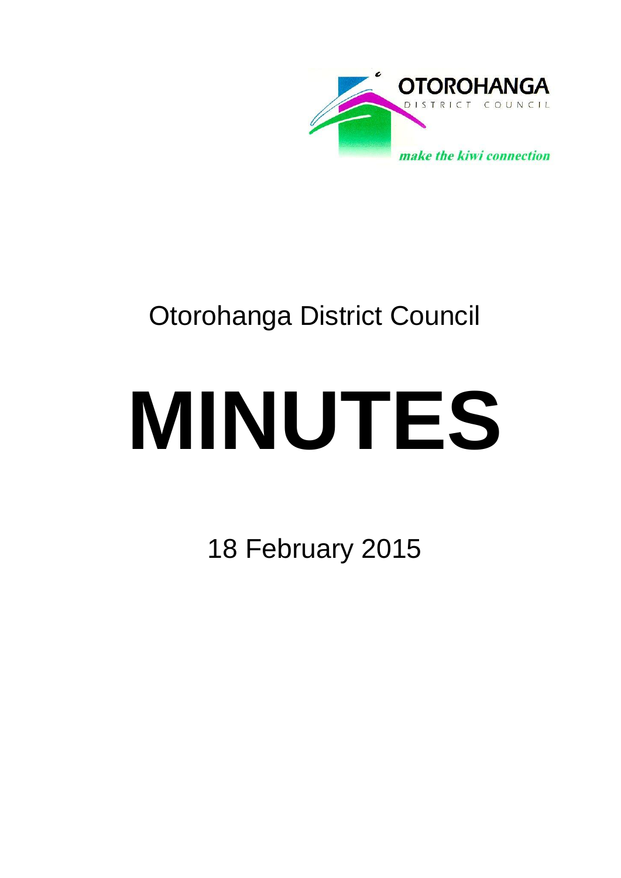OTOROHANGA

DISTRICT COUNCIL

*make the kiwi connection*

Otorohanga District Council

# MINUTES

18 February 2015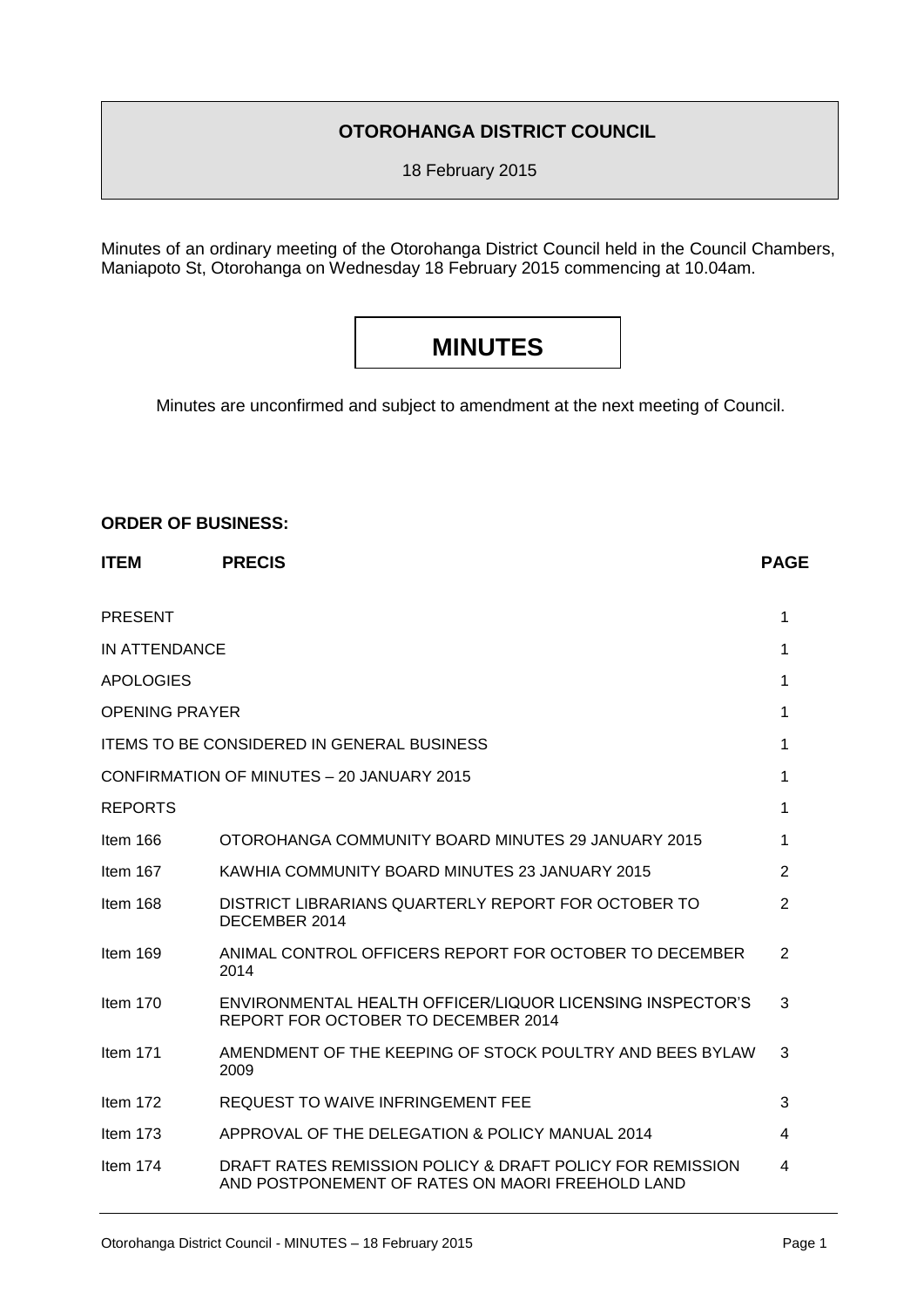**OTOROHANGA DISTRICT COUNCIL**

18 February 2015

Minutes of an ordinary meeting of the Otorohanga District Council held in the Council Chambers, Maniapoto St, Otorohanga on Wednesday 18 February 2015 commencing at 10.04am.

# MINUTES

Minutes are unconfirmed and subject to amendment at the next meeting of Council.

**ORDER OF BUSINESS:**

| ITEM | PRECIS | PAGE |
|---|---|---|
| PRESENT | | 1 |
| IN ATTENDANCE | | 1 |
| APOLOGIES | | 1 |
| OPENING PRAYER | | 1 |
| ITEMS TO BE CONSIDERED IN GENERAL BUSINESS | | 1 |
| CONFIRMATION OF MINUTES – 20 JANUARY 2015 | | 1 |
| REPORTS | | 1 |
| Item 166 | OTOROHANGA COMMUNITY BOARD MINUTES 29 JANUARY 2015 | 1 |
| Item 167 | KAWHIA COMMUNITY BOARD MINUTES 23 JANUARY 2015 | 2 |
| Item 168 | DISTRICT LIBRARIANS QUARTERLY REPORT FOR OCTOBER TO DECEMBER 2014 | 2 |
| Item 169 | ANIMAL CONTROL OFFICERS REPORT FOR OCTOBER TO DECEMBER 2014 | 2 |
| Item 170 | ENVIRONMENTAL HEALTH OFFICER/LIQUOR LICENSING INSPECTOR'S REPORT FOR OCTOBER TO DECEMBER 2014 | 3 |
| Item 171 | AMENDMENT OF THE KEEPING OF STOCK POULTRY AND BEES BYLAW 2009 | 3 |
| Item 172 | REQUEST TO WAIVE INFRINGEMENT FEE | 3 |
| Item 173 | APPROVAL OF THE DELEGATION & POLICY MANUAL 2014 | 4 |
| Item 174 | DRAFT RATES REMISSION POLICY & DRAFT POLICY FOR REMISSION AND POSTPONEMENT OF RATES ON MAORI FREEHOLD LAND | 4 |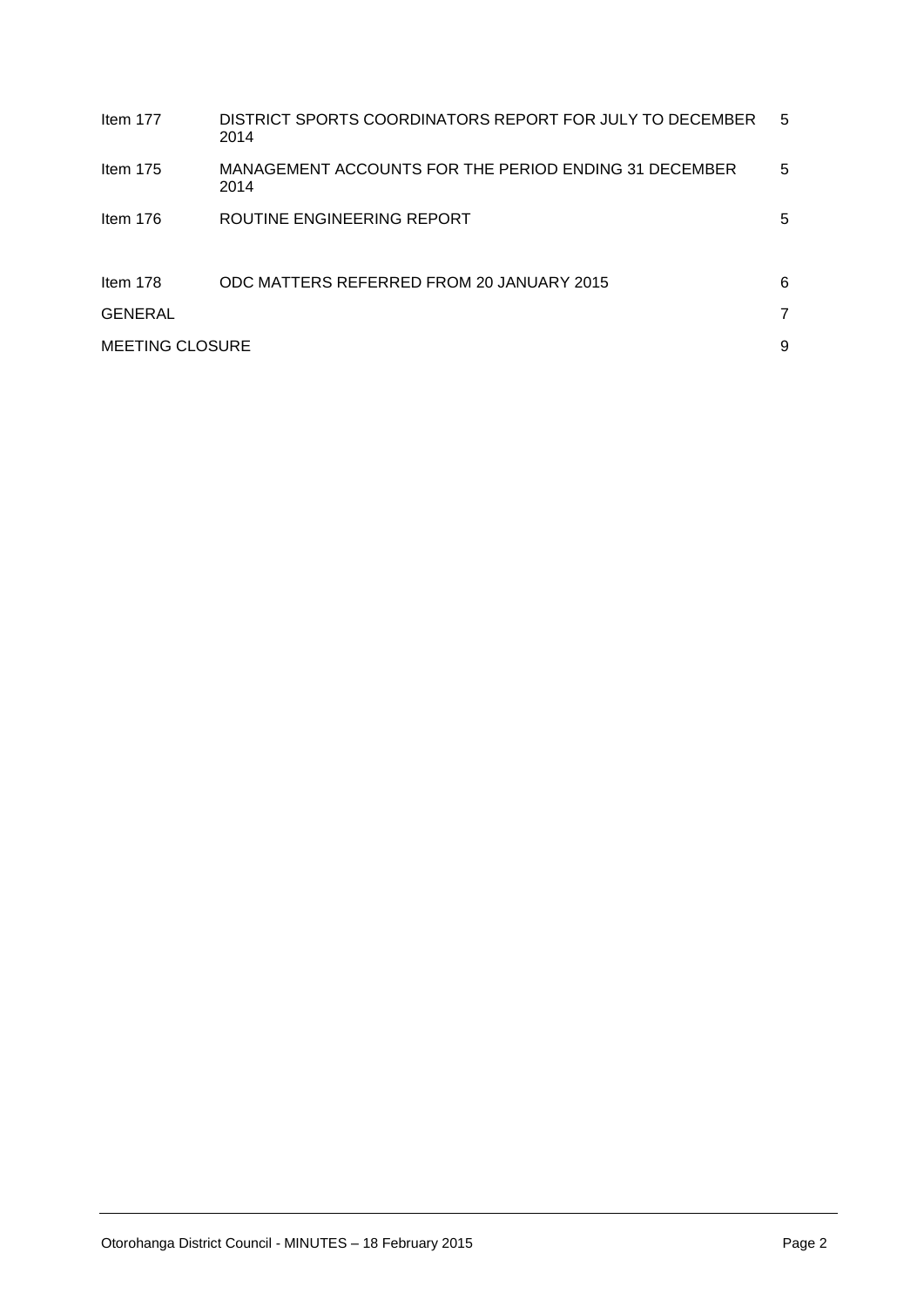| | | |
|---|---|---|
| Item 177 | DISTRICT SPORTS COORDINATORS REPORT FOR JULY TO DECEMBER 2014 | 5 |
| Item 175 | MANAGEMENT ACCOUNTS FOR THE PERIOD ENDING 31 DECEMBER 2014 | 5 |
| Item 176 | ROUTINE ENGINEERING REPORT | 5 |
| Item 178 | ODC MATTERS REFERRED FROM 20 JANUARY 2015 | 6 |
| GENERAL | | 7 |
| MEETING CLOSURE | | 9 |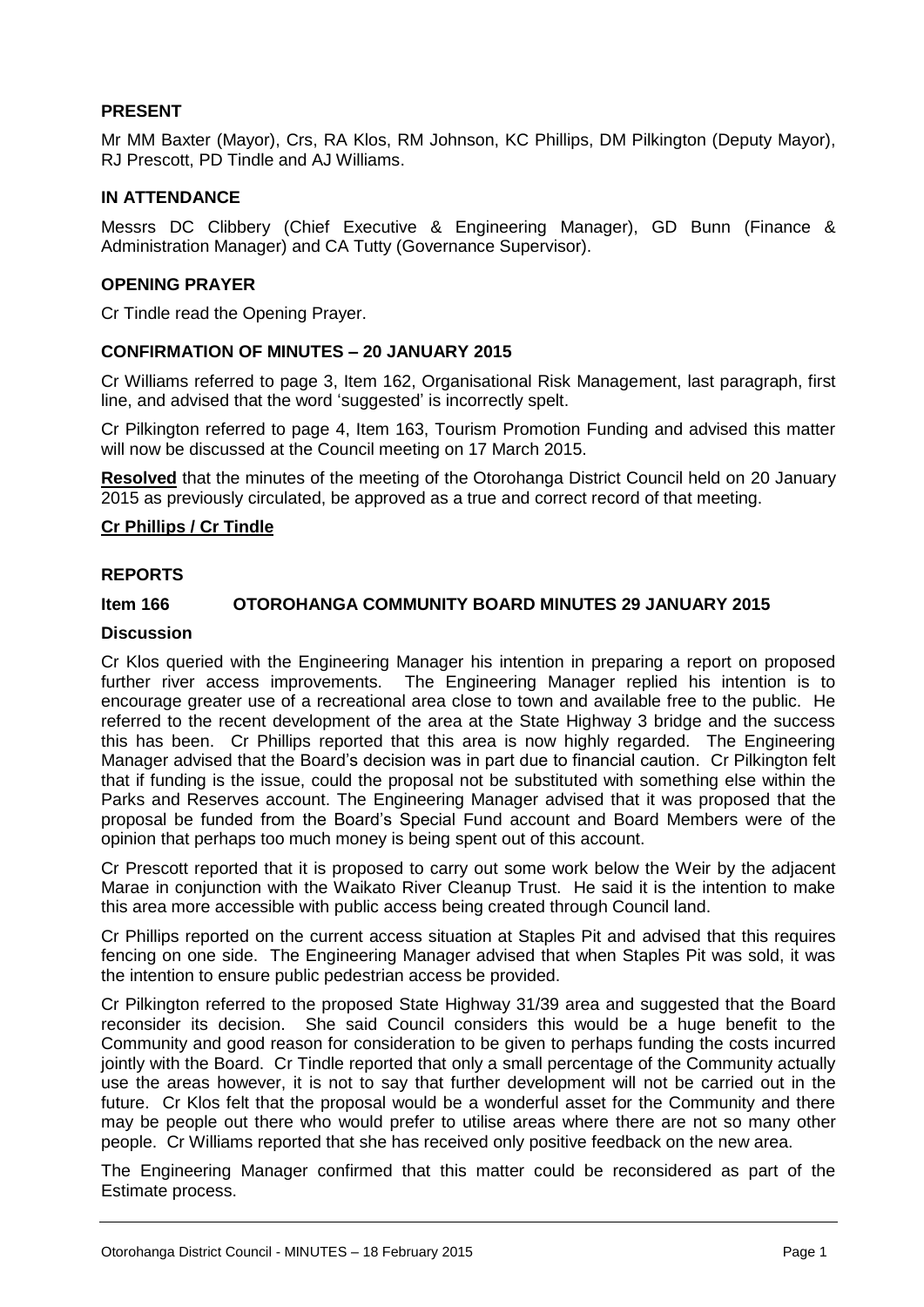## PRESENT

Mr MM Baxter (Mayor), Crs, RA Klos, RM Johnson, KC Phillips, DM Pilkington (Deputy Mayor), RJ Prescott, PD Tindle and AJ Williams.

## IN ATTENDANCE

Messrs DC Clibbery (Chief Executive & Engineering Manager), GD Bunn (Finance & Administration Manager) and CA Tutty (Governance Supervisor).

## OPENING PRAYER

Cr Tindle read the Opening Prayer.

## CONFIRMATION OF MINUTES – 20 JANUARY 2015

Cr Williams referred to page 3, Item 162, Organisational Risk Management, last paragraph, first line, and advised that the word 'suggested' is incorrectly spelt.

Cr Pilkington referred to page 4, Item 163, Tourism Promotion Funding and advised this matter will now be discussed at the Council meeting on 17 March 2015.

**Resolved** that the minutes of the meeting of the Otorohanga District Council held on 20 January 2015 as previously circulated, be approved as a true and correct record of that meeting.

**Cr Phillips / Cr Tindle**

## REPORTS

### Item 166 OTOROHANGA COMMUNITY BOARD MINUTES 29 JANUARY 2015

**Discussion**

Cr Klos queried with the Engineering Manager his intention in preparing a report on proposed further river access improvements. The Engineering Manager replied his intention is to encourage greater use of a recreational area close to town and available free to the public. He referred to the recent development of the area at the State Highway 3 bridge and the success this has been. Cr Phillips reported that this area is now highly regarded. The Engineering Manager advised that the Board's decision was in part due to financial caution. Cr Pilkington felt that if funding is the issue, could the proposal not be substituted with something else within the Parks and Reserves account. The Engineering Manager advised that it was proposed that the proposal be funded from the Board's Special Fund account and Board Members were of the opinion that perhaps too much money is being spent out of this account.

Cr Prescott reported that it is proposed to carry out some work below the Weir by the adjacent Marae in conjunction with the Waikato River Cleanup Trust. He said it is the intention to make this area more accessible with public access being created through Council land.

Cr Phillips reported on the current access situation at Staples Pit and advised that this requires fencing on one side. The Engineering Manager advised that when Staples Pit was sold, it was the intention to ensure public pedestrian access be provided.

Cr Pilkington referred to the proposed State Highway 31/39 area and suggested that the Board reconsider its decision. She said Council considers this would be a huge benefit to the Community and good reason for consideration to be given to perhaps funding the costs incurred jointly with the Board. Cr Tindle reported that only a small percentage of the Community actually use the areas however, it is not to say that further development will not be carried out in the future. Cr Klos felt that the proposal would be a wonderful asset for the Community and there may be people out there who would prefer to utilise areas where there are not so many other people. Cr Williams reported that she has received only positive feedback on the new area.

The Engineering Manager confirmed that this matter could be reconsidered as part of the Estimate process.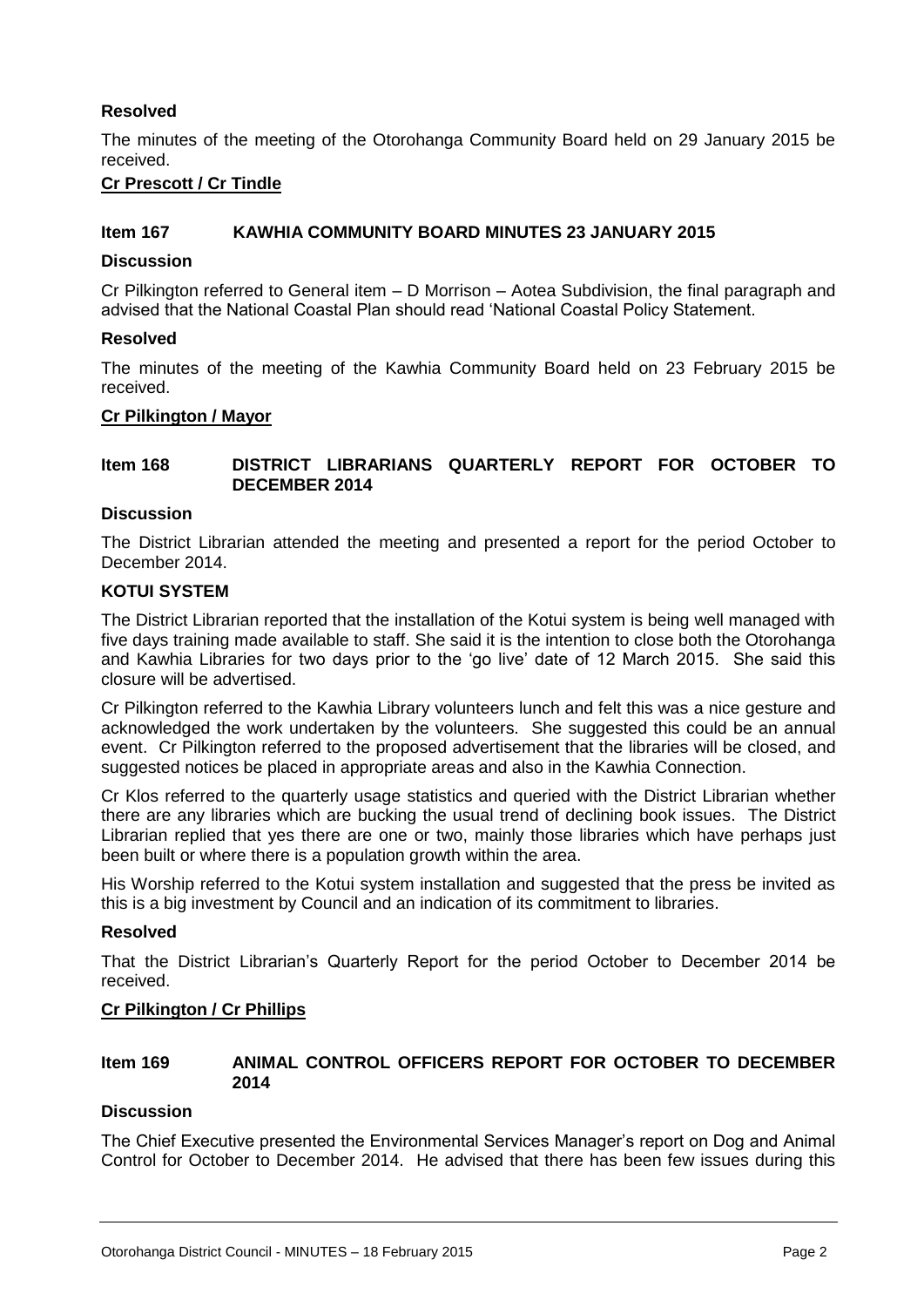**Resolved**

The minutes of the meeting of the Otorohanga Community Board held on 29 January 2015 be received.

**Cr Prescott / Cr Tindle**

### Item 167 KAWHIA COMMUNITY BOARD MINUTES 23 JANUARY 2015

**Discussion**

Cr Pilkington referred to General item – D Morrison – Aotea Subdivision, the final paragraph and advised that the National Coastal Plan should read 'National Coastal Policy Statement.

**Resolved**

The minutes of the meeting of the Kawhia Community Board held on 23 February 2015 be received.

**Cr Pilkington / Mayor**

### Item 168 DISTRICT LIBRARIANS QUARTERLY REPORT FOR OCTOBER TO DECEMBER 2014

**Discussion**

The District Librarian attended the meeting and presented a report for the period October to December 2014.

**KOTUI SYSTEM**

The District Librarian reported that the installation of the Kotui system is being well managed with five days training made available to staff. She said it is the intention to close both the Otorohanga and Kawhia Libraries for two days prior to the 'go live' date of 12 March 2015. She said this closure will be advertised.

Cr Pilkington referred to the Kawhia Library volunteers lunch and felt this was a nice gesture and acknowledged the work undertaken by the volunteers. She suggested this could be an annual event. Cr Pilkington referred to the proposed advertisement that the libraries will be closed, and suggested notices be placed in appropriate areas and also in the Kawhia Connection.

Cr Klos referred to the quarterly usage statistics and queried with the District Librarian whether there are any libraries which are bucking the usual trend of declining book issues. The District Librarian replied that yes there are one or two, mainly those libraries which have perhaps just been built or where there is a population growth within the area.

His Worship referred to the Kotui system installation and suggested that the press be invited as this is a big investment by Council and an indication of its commitment to libraries.

**Resolved**

That the District Librarian's Quarterly Report for the period October to December 2014 be received.

**Cr Pilkington / Cr Phillips**

### Item 169 ANIMAL CONTROL OFFICERS REPORT FOR OCTOBER TO DECEMBER 2014

**Discussion**

The Chief Executive presented the Environmental Services Manager's report on Dog and Animal Control for October to December 2014. He advised that there has been few issues during this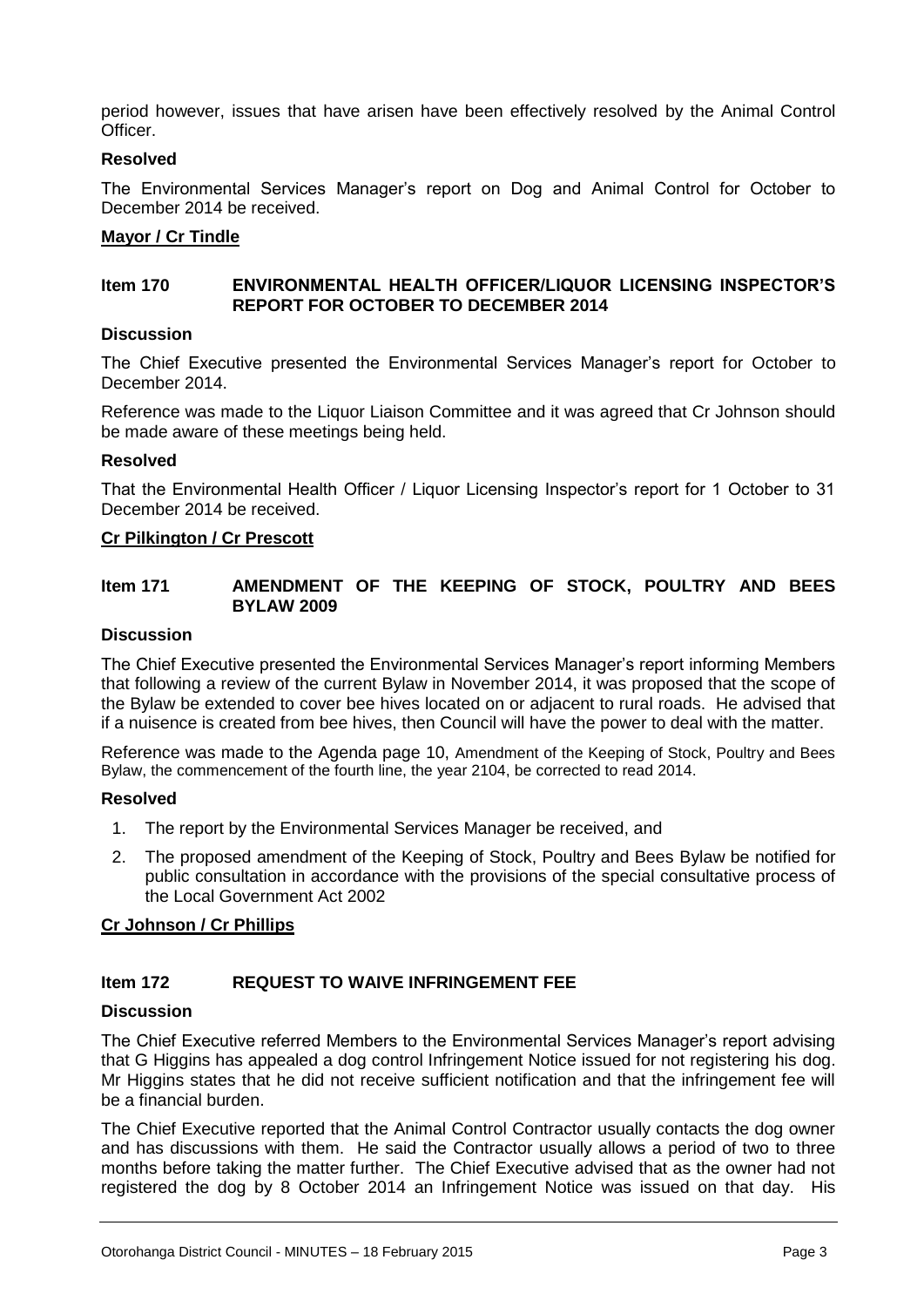period however, issues that have arisen have been effectively resolved by the Animal Control Officer.

**Resolved**

The Environmental Services Manager's report on Dog and Animal Control for October to December 2014 be received.

**Mayor / Cr Tindle**

## Item 170 ENVIRONMENTAL HEALTH OFFICER/LIQUOR LICENSING INSPECTOR'S REPORT FOR OCTOBER TO DECEMBER 2014

**Discussion**

The Chief Executive presented the Environmental Services Manager's report for October to December 2014.

Reference was made to the Liquor Liaison Committee and it was agreed that Cr Johnson should be made aware of these meetings being held.

**Resolved**

That the Environmental Health Officer / Liquor Licensing Inspector's report for 1 October to 31 December 2014 be received.

**Cr Pilkington / Cr Prescott**

## Item 171 AMENDMENT OF THE KEEPING OF STOCK, POULTRY AND BEES BYLAW 2009

**Discussion**

The Chief Executive presented the Environmental Services Manager's report informing Members that following a review of the current Bylaw in November 2014, it was proposed that the scope of the Bylaw be extended to cover bee hives located on or adjacent to rural roads. He advised that if a nuisence is created from bee hives, then Council will have the power to deal with the matter.

Reference was made to the Agenda page 10, Amendment of the Keeping of Stock, Poultry and Bees Bylaw, the commencement of the fourth line, the year 2104, be corrected to read 2014.

**Resolved**

1. The report by the Environmental Services Manager be received, and
2. The proposed amendment of the Keeping of Stock, Poultry and Bees Bylaw be notified for public consultation in accordance with the provisions of the special consultative process of the Local Government Act 2002

**Cr Johnson / Cr Phillips**

## Item 172 REQUEST TO WAIVE INFRINGEMENT FEE

**Discussion**

The Chief Executive referred Members to the Environmental Services Manager's report advising that G Higgins has appealed a dog control Infringement Notice issued for not registering his dog. Mr Higgins states that he did not receive sufficient notification and that the infringement fee will be a financial burden.

The Chief Executive reported that the Animal Control Contractor usually contacts the dog owner and has discussions with them. He said the Contractor usually allows a period of two to three months before taking the matter further. The Chief Executive advised that as the owner had not registered the dog by 8 October 2014 an Infringement Notice was issued on that day. His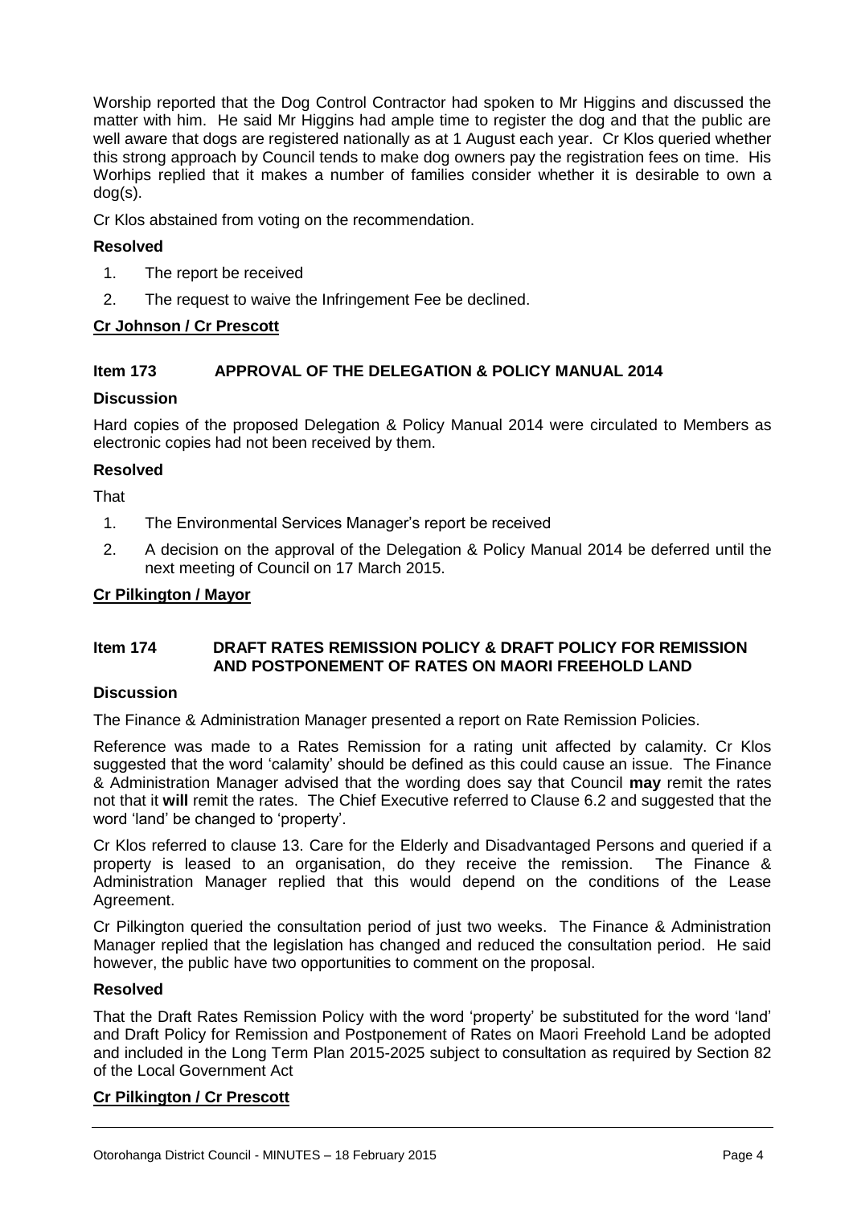Worship reported that the Dog Control Contractor had spoken to Mr Higgins and discussed the matter with him. He said Mr Higgins had ample time to register the dog and that the public are well aware that dogs are registered nationally as at 1 August each year. Cr Klos queried whether this strong approach by Council tends to make dog owners pay the registration fees on time. His Worhips replied that it makes a number of families consider whether it is desirable to own a dog(s).

Cr Klos abstained from voting on the recommendation.

**Resolved**

1. The report be received
2. The request to waive the Infringement Fee be declined.

**Cr Johnson / Cr Prescott**

## Item 173 APPROVAL OF THE DELEGATION & POLICY MANUAL 2014

**Discussion**

Hard copies of the proposed Delegation & Policy Manual 2014 were circulated to Members as electronic copies had not been received by them.

**Resolved**

That

1. The Environmental Services Manager's report be received
2. A decision on the approval of the Delegation & Policy Manual 2014 be deferred until the next meeting of Council on 17 March 2015.

**Cr Pilkington / Mayor**

## Item 174 DRAFT RATES REMISSION POLICY & DRAFT POLICY FOR REMISSION AND POSTPONEMENT OF RATES ON MAORI FREEHOLD LAND

**Discussion**

The Finance & Administration Manager presented a report on Rate Remission Policies.

Reference was made to a Rates Remission for a rating unit affected by calamity. Cr Klos suggested that the word 'calamity' should be defined as this could cause an issue. The Finance & Administration Manager advised that the wording does say that Council **may** remit the rates not that it **will** remit the rates. The Chief Executive referred to Clause 6.2 and suggested that the word 'land' be changed to 'property'.

Cr Klos referred to clause 13. Care for the Elderly and Disadvantaged Persons and queried if a property is leased to an organisation, do they receive the remission. The Finance & Administration Manager replied that this would depend on the conditions of the Lease Agreement.

Cr Pilkington queried the consultation period of just two weeks. The Finance & Administration Manager replied that the legislation has changed and reduced the consultation period. He said however, the public have two opportunities to comment on the proposal.

**Resolved**

That the Draft Rates Remission Policy with the word 'property' be substituted for the word 'land' and Draft Policy for Remission and Postponement of Rates on Maori Freehold Land be adopted and included in the Long Term Plan 2015-2025 subject to consultation as required by Section 82 of the Local Government Act

**Cr Pilkington / Cr Prescott**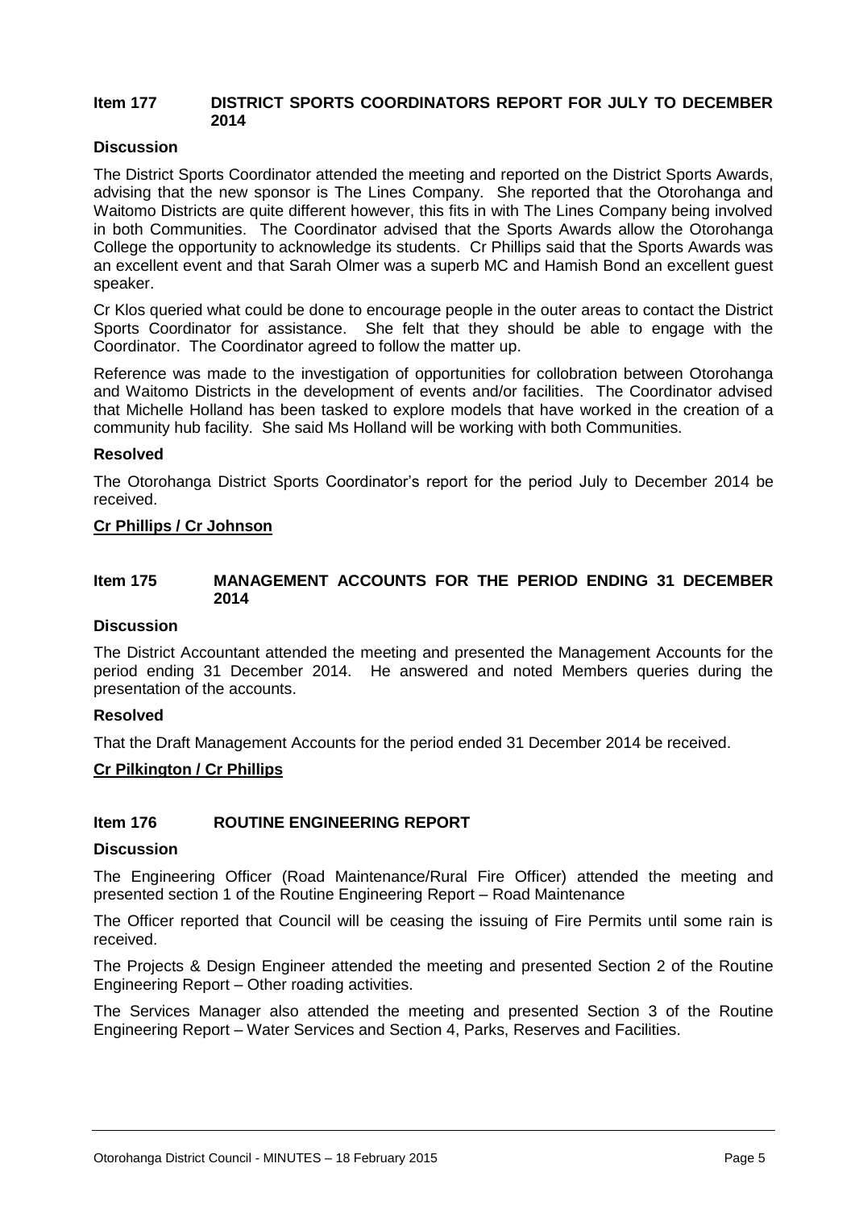## Item 177 DISTRICT SPORTS COORDINATORS REPORT FOR JULY TO DECEMBER 2014

### Discussion

The District Sports Coordinator attended the meeting and reported on the District Sports Awards, advising that the new sponsor is The Lines Company. She reported that the Otorohanga and Waitomo Districts are quite different however, this fits in with The Lines Company being involved in both Communities. The Coordinator advised that the Sports Awards allow the Otorohanga College the opportunity to acknowledge its students. Cr Phillips said that the Sports Awards was an excellent event and that Sarah Olmer was a superb MC and Hamish Bond an excellent guest speaker.

Cr Klos queried what could be done to encourage people in the outer areas to contact the District Sports Coordinator for assistance. She felt that they should be able to engage with the Coordinator. The Coordinator agreed to follow the matter up.

Reference was made to the investigation of opportunities for collobration between Otorohanga and Waitomo Districts in the development of events and/or facilities. The Coordinator advised that Michelle Holland has been tasked to explore models that have worked in the creation of a community hub facility. She said Ms Holland will be working with both Communities.

### Resolved

The Otorohanga District Sports Coordinator's report for the period July to December 2014 be received.

**Cr Phillips / Cr Johnson**

## Item 175 MANAGEMENT ACCOUNTS FOR THE PERIOD ENDING 31 DECEMBER 2014

### Discussion

The District Accountant attended the meeting and presented the Management Accounts for the period ending 31 December 2014. He answered and noted Members queries during the presentation of the accounts.

### Resolved

That the Draft Management Accounts for the period ended 31 December 2014 be received.

**Cr Pilkington / Cr Phillips**

## Item 176 ROUTINE ENGINEERING REPORT

### Discussion

The Engineering Officer (Road Maintenance/Rural Fire Officer) attended the meeting and presented section 1 of the Routine Engineering Report – Road Maintenance

The Officer reported that Council will be ceasing the issuing of Fire Permits until some rain is received.

The Projects & Design Engineer attended the meeting and presented Section 2 of the Routine Engineering Report – Other roading activities.

The Services Manager also attended the meeting and presented Section 3 of the Routine Engineering Report – Water Services and Section 4, Parks, Reserves and Facilities.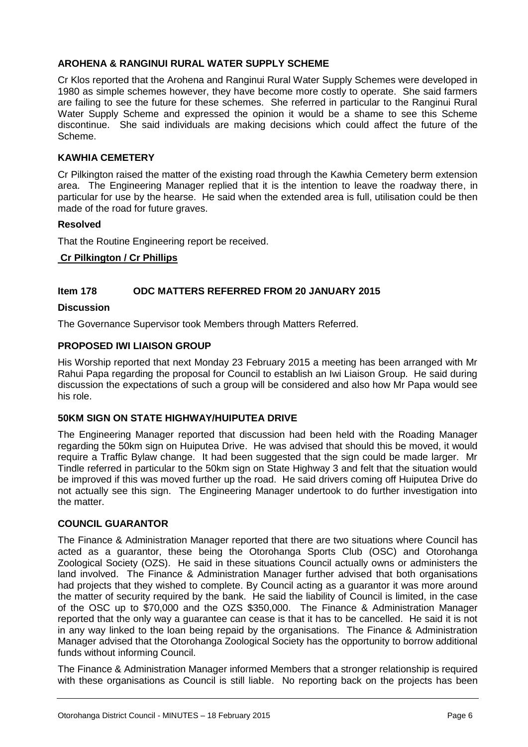### AROHENA & RANGINUI RURAL WATER SUPPLY SCHEME

Cr Klos reported that the Arohena and Ranginui Rural Water Supply Schemes were developed in 1980 as simple schemes however, they have become more costly to operate. She said farmers are failing to see the future for these schemes. She referred in particular to the Ranginui Rural Water Supply Scheme and expressed the opinion it would be a shame to see this Scheme discontinue. She said individuals are making decisions which could affect the future of the Scheme.

### KAWHIA CEMETERY

Cr Pilkington raised the matter of the existing road through the Kawhia Cemetery berm extension area. The Engineering Manager replied that it is the intention to leave the roadway there, in particular for use by the hearse. He said when the extended area is full, utilisation could be then made of the road for future graves.

**Resolved**

That the Routine Engineering report be received.

**Cr Pilkington / Cr Phillips**

## Item 178 ODC MATTERS REFERRED FROM 20 JANUARY 2015

**Discussion**

The Governance Supervisor took Members through Matters Referred.

### PROPOSED IWI LIAISON GROUP

His Worship reported that next Monday 23 February 2015 a meeting has been arranged with Mr Rahui Papa regarding the proposal for Council to establish an Iwi Liaison Group. He said during discussion the expectations of such a group will be considered and also how Mr Papa would see his role.

### 50KM SIGN ON STATE HIGHWAY/HUIPUTEA DRIVE

The Engineering Manager reported that discussion had been held with the Roading Manager regarding the 50km sign on Huiputea Drive. He was advised that should this be moved, it would require a Traffic Bylaw change. It had been suggested that the sign could be made larger. Mr Tindle referred in particular to the 50km sign on State Highway 3 and felt that the situation would be improved if this was moved further up the road. He said drivers coming off Huiputea Drive do not actually see this sign. The Engineering Manager undertook to do further investigation into the matter.

### COUNCIL GUARANTOR

The Finance & Administration Manager reported that there are two situations where Council has acted as a guarantor, these being the Otorohanga Sports Club (OSC) and Otorohanga Zoological Society (OZS). He said in these situations Council actually owns or administers the land involved. The Finance & Administration Manager further advised that both organisations had projects that they wished to complete. By Council acting as a guarantor it was more around the matter of security required by the bank. He said the liability of Council is limited, in the case of the OSC up to $70,000 and the OZS $350,000. The Finance & Administration Manager reported that the only way a guarantee can cease is that it has to be cancelled. He said it is not in any way linked to the loan being repaid by the organisations. The Finance & Administration Manager advised that the Otorohanga Zoological Society has the opportunity to borrow additional funds without informing Council.

The Finance & Administration Manager informed Members that a stronger relationship is required with these organisations as Council is still liable. No reporting back on the projects has been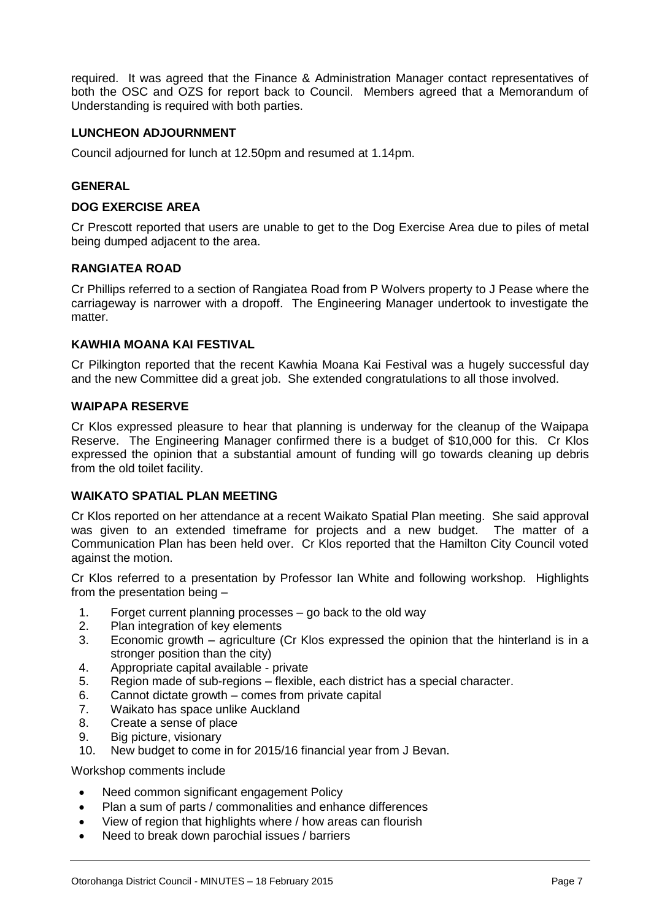required. It was agreed that the Finance & Administration Manager contact representatives of both the OSC and OZS for report back to Council. Members agreed that a Memorandum of Understanding is required with both parties.

### LUNCHEON ADJOURNMENT

Council adjourned for lunch at 12.50pm and resumed at 1.14pm.

### GENERAL

### DOG EXERCISE AREA

Cr Prescott reported that users are unable to get to the Dog Exercise Area due to piles of metal being dumped adjacent to the area.

### RANGIATEA ROAD

Cr Phillips referred to a section of Rangiatea Road from P Wolvers property to J Pease where the carriageway is narrower with a dropoff. The Engineering Manager undertook to investigate the matter.

### KAWHIA MOANA KAI FESTIVAL

Cr Pilkington reported that the recent Kawhia Moana Kai Festival was a hugely successful day and the new Committee did a great job. She extended congratulations to all those involved.

### WAIPAPA RESERVE

Cr Klos expressed pleasure to hear that planning is underway for the cleanup of the Waipapa Reserve. The Engineering Manager confirmed there is a budget of $10,000 for this. Cr Klos expressed the opinion that a substantial amount of funding will go towards cleaning up debris from the old toilet facility.

### WAIKATO SPATIAL PLAN MEETING

Cr Klos reported on her attendance at a recent Waikato Spatial Plan meeting. She said approval was given to an extended timeframe for projects and a new budget. The matter of a Communication Plan has been held over. Cr Klos reported that the Hamilton City Council voted against the motion.

Cr Klos referred to a presentation by Professor Ian White and following workshop. Highlights from the presentation being –

1. Forget current planning processes – go back to the old way
2. Plan integration of key elements
3. Economic growth – agriculture (Cr Klos expressed the opinion that the hinterland is in a stronger position than the city)
4. Appropriate capital available - private
5. Region made of sub-regions – flexible, each district has a special character.
6. Cannot dictate growth – comes from private capital
7. Waikato has space unlike Auckland
8. Create a sense of place
9. Big picture, visionary
10. New budget to come in for 2015/16 financial year from J Bevan.

Workshop comments include

- Need common significant engagement Policy
- Plan a sum of parts / commonalities and enhance differences
- View of region that highlights where / how areas can flourish
- Need to break down parochial issues / barriers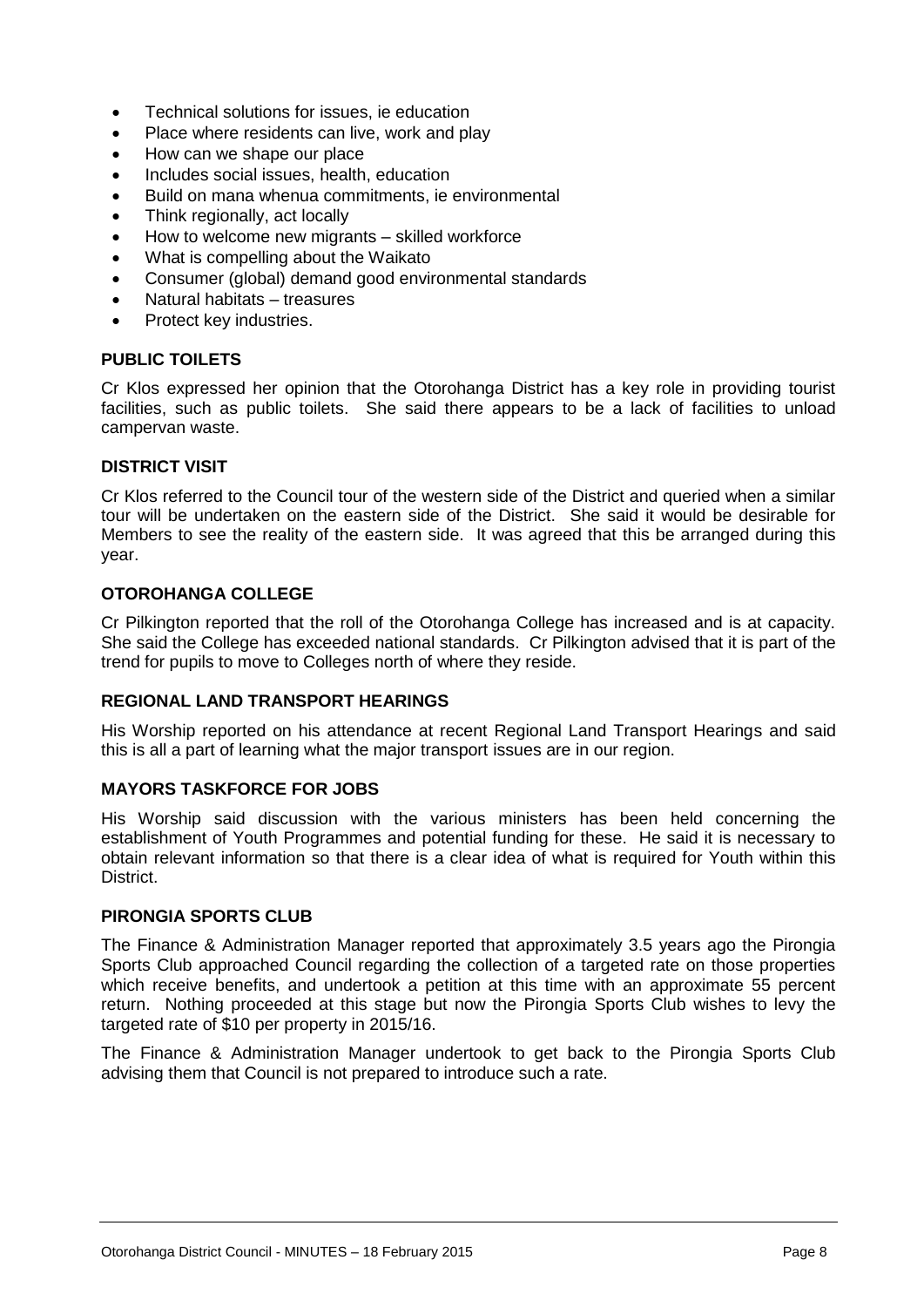- Technical solutions for issues, ie education
- Place where residents can live, work and play
- How can we shape our place
- Includes social issues, health, education
- Build on mana whenua commitments, ie environmental
- Think regionally, act locally
- How to welcome new migrants – skilled workforce
- What is compelling about the Waikato
- Consumer (global) demand good environmental standards
- Natural habitats – treasures
- Protect key industries.

**PUBLIC TOILETS**

Cr Klos expressed her opinion that the Otorohanga District has a key role in providing tourist facilities, such as public toilets. She said there appears to be a lack of facilities to unload campervan waste.

**DISTRICT VISIT**

Cr Klos referred to the Council tour of the western side of the District and queried when a similar tour will be undertaken on the eastern side of the District. She said it would be desirable for Members to see the reality of the eastern side. It was agreed that this be arranged during this year.

**OTOROHANGA COLLEGE**

Cr Pilkington reported that the roll of the Otorohanga College has increased and is at capacity. She said the College has exceeded national standards. Cr Pilkington advised that it is part of the trend for pupils to move to Colleges north of where they reside.

**REGIONAL LAND TRANSPORT HEARINGS**

His Worship reported on his attendance at recent Regional Land Transport Hearings and said this is all a part of learning what the major transport issues are in our region.

**MAYORS TASKFORCE FOR JOBS**

His Worship said discussion with the various ministers has been held concerning the establishment of Youth Programmes and potential funding for these. He said it is necessary to obtain relevant information so that there is a clear idea of what is required for Youth within this District.

**PIRONGIA SPORTS CLUB**

The Finance & Administration Manager reported that approximately 3.5 years ago the Pirongia Sports Club approached Council regarding the collection of a targeted rate on those properties which receive benefits, and undertook a petition at this time with an approximate 55 percent return. Nothing proceeded at this stage but now the Pirongia Sports Club wishes to levy the targeted rate of $10 per property in 2015/16.

The Finance & Administration Manager undertook to get back to the Pirongia Sports Club advising them that Council is not prepared to introduce such a rate.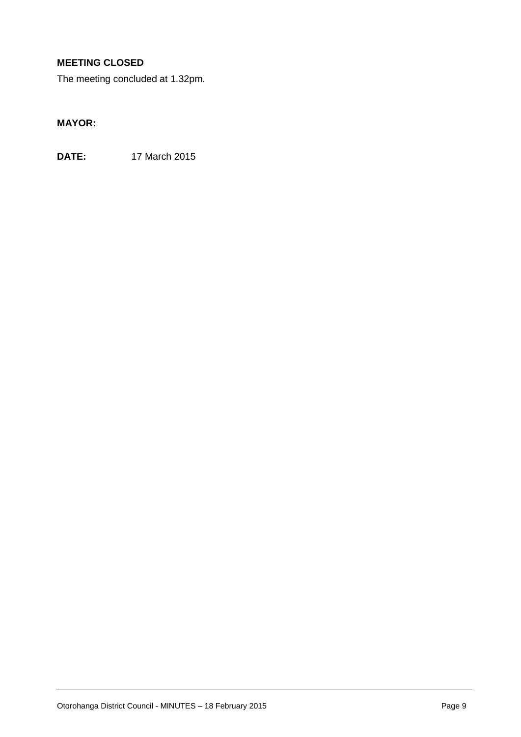**MEETING CLOSED**

The meeting concluded at 1.32pm.

**MAYOR:**

**DATE:** 17 March 2015